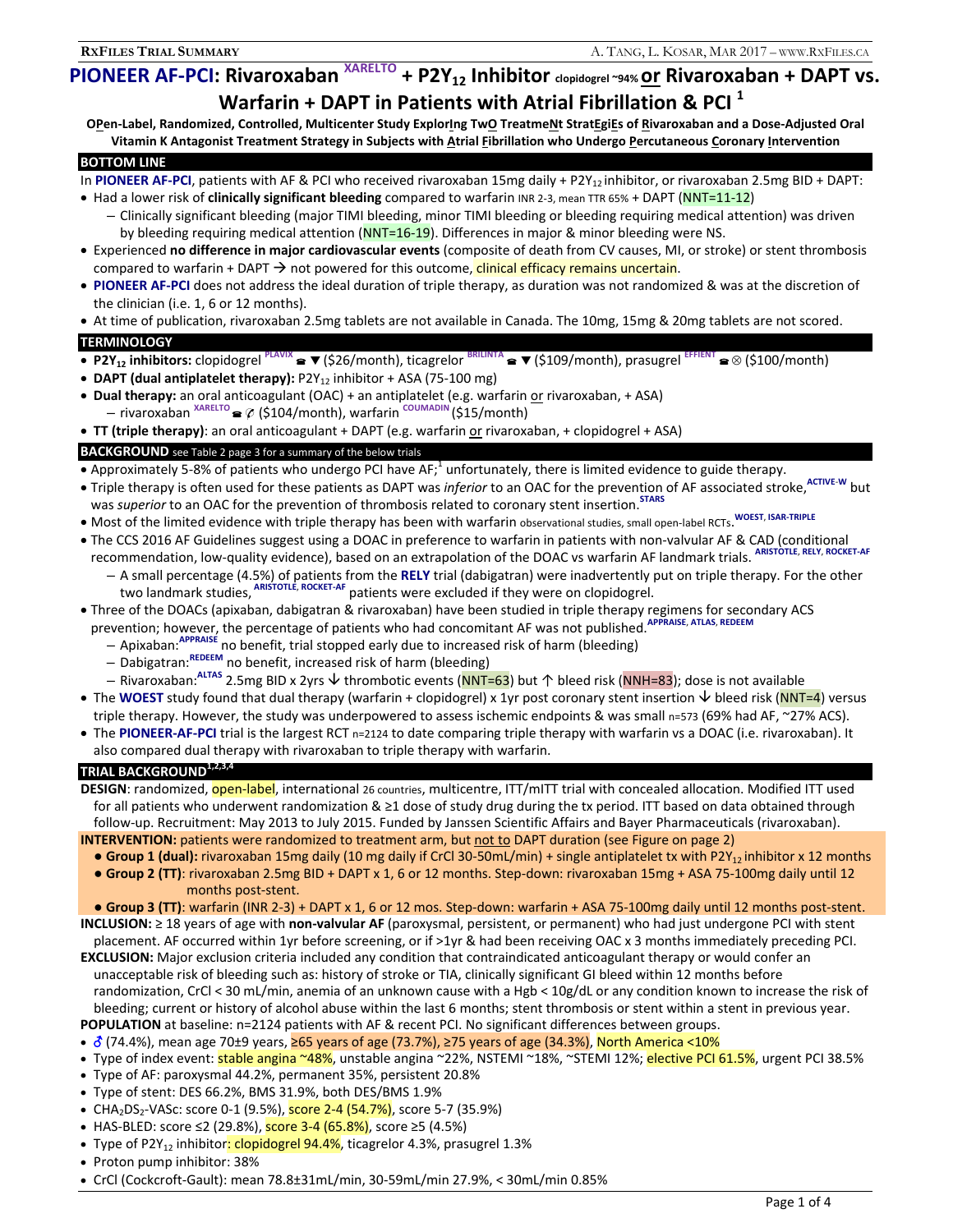# PIONEER AF-PCI: Rivaroxaban XARELTO + $P2Y_{12}$ Inhibitor clopidogrel ~94% or Rivaroxaban + DAPT vs. Warfarin + DAPT in Patients with Atrial Fibrillation & PCI [1]

**OPen-Label, Randomized, Controlled, Multicenter Study ExplorIng TwO TreatmeNt StratEgiEs of Rivaroxaban and a Dose-Adjusted Oral Vitamin K Antagonist Treatment Strategy in Subjects with Atrial Fibrillation who Undergo Percutaneous Coronary Intervention**

## BOTTOM LINE

In **PIONEER AF-PCI**, patients with AF & PCI who received rivaroxaban 15mg daily + $P2Y_{12}$ inhibitor, or rivaroxaban 2.5mg BID + DAPT:

- Had a lower risk of **clinically significant bleeding** compared to warfarin INR 2-3, mean TTR 65% + DAPT (NNT=11-12)
  - Clinically significant bleeding (major TIMI bleeding, minor TIMI bleeding or bleeding requiring medical attention) was driven by bleeding requiring medical attention (NNT=16-19). Differences in major & minor bleeding were NS.
- Experienced **no difference in major cardiovascular events** (composite of death from CV causes, MI, or stroke) or stent thrombosis compared to warfarin + DAPT → not powered for this outcome, clinical efficacy remains uncertain.
- **PIONEER AF-PCI** does not address the ideal duration of triple therapy, as duration was not randomized & was at the discretion of the clinician (i.e. 1, 6 or 12 months).
- At time of publication, rivaroxaban 2.5mg tablets are not available in Canada. The 10mg, 15mg & 20mg tablets are not scored.

## TERMINOLOGY

- **$P2Y_{12}$ inhibitors:** clopidogrel PLAVIX ☎ ▼ ($26/month), ticagrelor BRILINTA ☎ ▼ ($109/month), prasugrel EFFIENT ☎ ⊗ ($100/month)
- **DAPT (dual antiplatelet therapy):** $P2Y_{12}$ inhibitor + ASA (75-100 mg)
- **Dual therapy:** an oral anticoagulant (OAC) + an antiplatelet (e.g. warfarin or rivaroxaban, + ASA)
  - rivaroxaban XARELTO ☎ ✐ ($104/month), warfarin COUMADIN ($15/month)
- **TT (triple therapy)**: an oral anticoagulant + DAPT (e.g. warfarin or rivaroxaban, + clopidogrel + ASA)

## BACKGROUND see Table 2 page 3 for a summary of the below trials

- Approximately 5-8% of patients who undergo PCI have AF;[1] unfortunately, there is limited evidence to guide therapy.
- Triple therapy is often used for these patients as DAPT was *inferior* to an OAC for the prevention of AF associated stroke,[ACTIVE-W] but was *superior* to an OAC for the prevention of thrombosis related to coronary stent insertion.[STARS]
- Most of the limited evidence with triple therapy has been with warfarin observational studies, small open-label RCTs.[WOEST, ISAR-TRIPLE]
- The CCS 2016 AF Guidelines suggest using a DOAC in preference to warfarin in patients with non-valvular AF & CAD (conditional recommendation, low-quality evidence), based on an extrapolation of the DOAC vs warfarin AF landmark trials.[ARISTOTLE, RELY, ROCKET-AF]
  - A small percentage (4.5%) of patients from the **RELY** trial (dabigatran) were inadvertently put on triple therapy. For the other two landmark studies,[ARISTOTLE, ROCKET-AF] patients were excluded if they were on clopidogrel.
- Three of the DOACs (apixaban, dabigatran & rivaroxaban) have been studied in triple therapy regimens for secondary ACS prevention; however, the percentage of patients who had concomitant AF was not published.[APPRAISE, ATLAS, REDEEM]
  - Apixaban:[APPRAISE] no benefit, trial stopped early due to increased risk of harm (bleeding)
  - Dabigatran:[REDEEM] no benefit, increased risk of harm (bleeding)
  - Rivaroxaban:[ALTAS] 2.5mg BID x 2yrs ↓ thrombotic events (NNT=63) but ↑ bleed risk (NNH=83); dose is not available
- The **WOEST** study found that dual therapy (warfarin + clopidogrel) x 1yr post coronary stent insertion ↓ bleed risk (NNT=4) versus triple therapy. However, the study was underpowered to assess ischemic endpoints & was small n=573 (69% had AF, ~27% ACS).
- The **PIONEER-AF-PCI** trial is the largest RCT n=2124 to date comparing triple therapy with warfarin vs a DOAC (i.e. rivaroxaban). It also compared dual therapy with rivaroxaban to triple therapy with warfarin.

## TRIAL BACKGROUND[1,2,3,4]

**DESIGN**: randomized, open-label, international 26 countries, multicentre, ITT/mITT trial with concealed allocation. Modified ITT used for all patients who underwent randomization & ≥1 dose of study drug during the tx period. ITT based on data obtained through follow-up. Recruitment: May 2013 to July 2015. Funded by Janssen Scientific Affairs and Bayer Pharmaceuticals (rivaroxaban).

**INTERVENTION:** patients were randomized to treatment arm, but not to DAPT duration (see Figure on page 2)

- **Group 1 (dual):** rivaroxaban 15mg daily (10 mg daily if CrCl 30-50mL/min) + single antiplatelet tx with $P2Y_{12}$ inhibitor x 12 months
- **Group 2 (TT)**: rivaroxaban 2.5mg BID + DAPT x 1, 6 or 12 months. Step-down: rivaroxaban 15mg + ASA 75-100mg daily until 12 months post-stent.
- **Group 3 (TT)**: warfarin (INR 2-3) + DAPT x 1, 6 or 12 mos. Step-down: warfarin + ASA 75-100mg daily until 12 months post-stent.

**INCLUSION:** ≥ 18 years of age with **non-valvular AF** (paroxysmal, persistent, or permanent) who had just undergone PCI with stent placement. AF occurred within 1yr before screening, or if >1yr & had been receiving OAC x 3 months immediately preceding PCI.

**EXCLUSION:** Major exclusion criteria included any condition that contraindicated anticoagulant therapy or would confer an unacceptable risk of bleeding such as: history of stroke or TIA, clinically significant GI bleed within 12 months before randomization, CrCl < 30 mL/min, anemia of an unknown cause with a Hgb < 10g/dL or any condition known to increase the risk of bleeding; current or history of alcohol abuse within the last 6 months; stent thrombosis or stent within a stent in previous year.

**POPULATION** at baseline: n=2124 patients with AF & recent PCI. No significant differences between groups.

- ♂ (74.4%), mean age 70±9 years, ≥65 years of age (73.7%), ≥75 years of age (34.3%), North America <10%
- Type of index event: stable angina ~48%, unstable angina ~22%, NSTEMI ~18%, ~STEMI 12%; elective PCI 61.5%, urgent PCI 38.5%
- Type of AF: paroxysmal 44.2%, permanent 35%, persistent 20.8%
- Type of stent: DES 66.2%, BMS 31.9%, both DES/BMS 1.9%
- $CHA_2DS_2$-VASc: score 0-1 (9.5%), score 2-4 (54.7%), score 5-7 (35.9%)
- HAS-BLED: score ≤2 (29.8%), score 3-4 (65.8%), score ≥5 (4.5%)
- Type of $P2Y_{12}$ inhibitor: clopidogrel 94.4%, ticagrelor 4.3%, prasugrel 1.3%
- Proton pump inhibitor: 38%
- CrCl (Cockcroft-Gault): mean 78.8±31mL/min, 30-59mL/min 27.9%, < 30mL/min 0.85%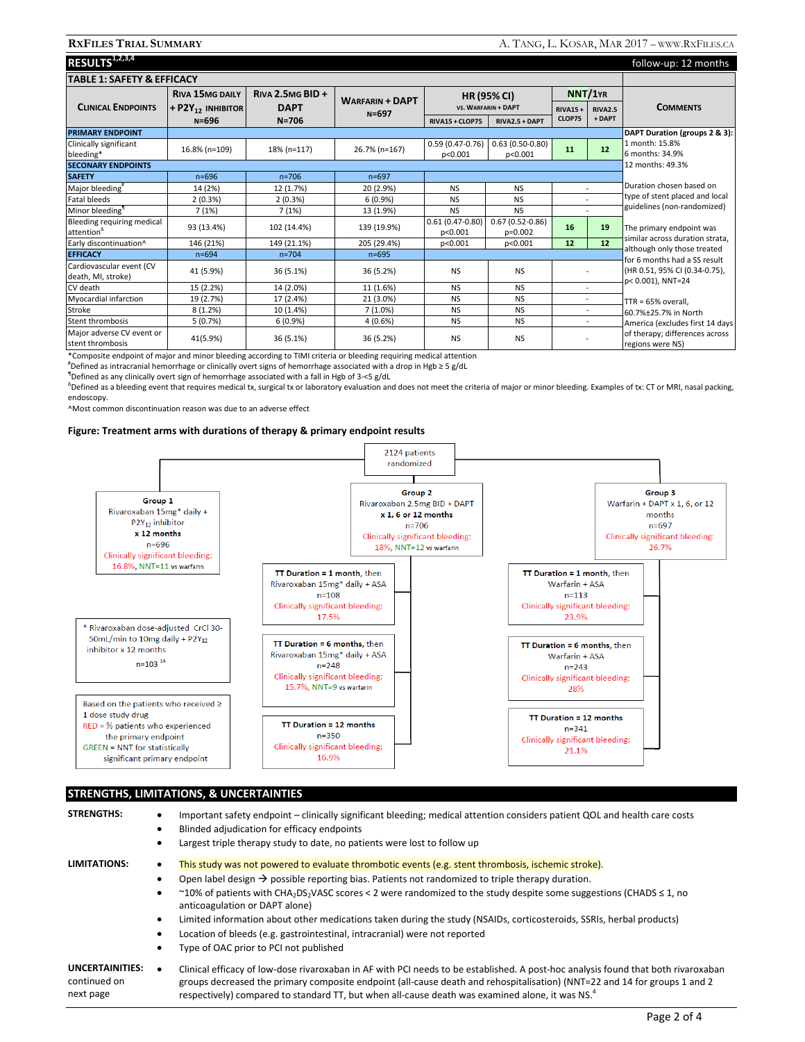## RESULTS[1,2,3,4]

follow-up: 12 months

### TABLE 1: SAFETY & EFFICACY

| Clinical Endpoints | Riva 15mg daily + $P2Y_{12}$ inhibitor N=696 | Riva 2.5mg BID + DAPT N=706 | Warfarin + DAPT N=697 | HR (95% CI) vs. Warfarin + DAPT | | NNT/1yr | | Comments |
|---|---|---|---|---|---|---|---|---|
| | | | | Riva15 + Clop75 | Riva2.5 + DAPT | Riva15 + Clop75 | Riva2.5 + DAPT | |
| **PRIMARY ENDPOINT** | | | | | | | | DAPT Duration (groups 2 & 3): 1 month: 15.8%; 6 months: 34.9%; 12 months: 49.3% |
| Clinically significant bleeding* | 16.8% (n=109) | 18% (n=117) | 26.7% (n=167) | 0.59 (0.47-0.76) p<0.001 | 0.63 (0.50-0.80) p<0.001 | 11 | 12 | |
| **SECONARY ENDPOINTS** | | | | | | | | |
| **SAFETY** | n=696 | n=706 | n=697 | | | | | Duration chosen based on type of stent placed and local guidelines (non-randomized) |
| Major bleeding[#] | 14 (2%) | 12 (1.7%) | 20 (2.9%) | NS | NS | - | | |
| Fatal bleeds | 2 (0.3%) | 2 (0.3%) | 6 (0.9%) | NS | NS | - | | |
| Minor bleeding[¶] | 7 (1%) | 7 (1%) | 13 (1.9%) | NS | NS | - | | |
| Bleeding requiring medical attention[Δ] | 93 (13.4%) | 102 (14.4%) | 139 (19.9%) | 0.61 (0.47-0.80) p<0.001 | 0.67 (0.52-0.86) p=0.002 | 16 | 19 | The primary endpoint was similar across duration strata, although only those treated for 6 months had a SS result (HR 0.51, 95% CI (0.34-0.75), p< 0.001), NNT=24 |
| Early discontinuation^ | 146 (21%) | 149 (21.1%) | 205 (29.4%) | p<0.001 | p<0.001 | 12 | 12 | |
| **EFFICACY** | n=694 | n=704 | n=695 | | | | | |
| Cardiovascular event (CV death, MI, stroke) | 41 (5.9%) | 36 (5.1%) | 36 (5.2%) | NS | NS | - | | |
| CV death | 15 (2.2%) | 14 (2.0%) | 11 (1.6%) | NS | NS | - | | TTR = 65% overall, 60.7%±25.7% in North America (excludes first 14 days of therapy; differences across regions were NS) |
| Myocardial infarction | 19 (2.7%) | 17 (2.4%) | 21 (3.0%) | NS | NS | - | | |
| Stroke | 8 (1.2%) | 10 (1.4%) | 7 (1.0%) | NS | NS | - | | |
| Stent thrombosis | 5 (0.7%) | 6 (0.9%) | 4 (0.6%) | NS | NS | - | | |
| Major adverse CV event or stent thrombosis | 41(5.9%) | 36 (5.1%) | 36 (5.2%) | NS | NS | - | | |

*Composite endpoint of major and minor bleeding according to TIMI criteria or bleeding requiring medical attention
[#]Defined as intracranial hemorrhage or clinically overt signs of hemorrhage associated with a drop in Hgb ≥ 5 g/dL
[¶]Defined as any clinically overt sign of hemorrhage associated with a fall in Hgb of 3-<5 g/dL
[Δ]Defined as a bleeding event that requires medical tx, surgical tx or laboratory evaluation and does not meet the criteria of major or minor bleeding. Examples of tx: CT or MRI, nasal packing, endoscopy.
^Most common discontinuation reason was due to an adverse effect

### Figure: Treatment arms with durations of therapy & primary endpoint results

2124 patients randomized

**Group 1**
Rivaroxaban 15mg* daily + $P2Y_{12}$ inhibitor **x 12 months**
n=696
Clinically significant bleeding: 16.8%, NNT=11 vs warfarin

**Group 2**
Rivaroxaban 2.5mg BID + DAPT **x 1, 6 or 12 months**
n=706
Clinically significant bleeding: 18%, NNT=12 vs warfarin

- **TT Duration = 1 month**, then Rivaroxaban 15mg* daily + ASA; n=108; Clinically significant bleeding: 17.5%
- **TT Duration = 6 months**, then Rivaroxaban 15mg* daily + ASA; n=248; Clinically significant bleeding: 15.7%, NNT=9 vs warfarin
- **TT Duration = 12 months**; n=350; Clinically significant bleeding: 16.9%

**Group 3**
Warfarin + DAPT x 1, 6, or 12 months
n=697
Clinically significant bleeding: 26.7%

- **TT Duration = 1 month**, then Warfarin + ASA; n=113; Clinically significant bleeding: 23.9%
- **TT Duration = 6 months**, then Warfarin + ASA; n=243; Clinically significant bleeding: 28%
- **TT Duration = 12 months**; n=341; Clinically significant bleeding: 21.1%

\* Rivaroxaban dose-adjusted CrCl 30-50mL/min to 10mg daily + $P2Y_{12}$ inhibitor x 12 months; n=103 [14]

Based on the patients who received ≥ 1 dose study drug
RED = % patients who experienced the primary endpoint
GREEN = NNT for statistically significant primary endpoint

## STRENGTHS, LIMITATIONS, & UNCERTAINTIES

**STRENGTHS:**

- Important safety endpoint – clinically significant bleeding; medical attention considers patient QOL and health care costs
- Blinded adjudication for efficacy endpoints
- Largest triple therapy study to date, no patients were lost to follow up

**LIMITATIONS:**

- This study was not powered to evaluate thrombotic events (e.g. stent thrombosis, ischemic stroke).
- Open label design → possible reporting bias. Patients not randomized to triple therapy duration.
- ~10% of patients with $CHA_2DS_2VASC$ scores < 2 were randomized to the study despite some suggestions (CHADS ≤ 1, no anticoagulation or DAPT alone)
- Limited information about other medications taken during the study (NSAIDs, corticosteroids, SSRIs, herbal products)
- Location of bleeds (e.g. gastrointestinal, intracranial) were not reported
- Type of OAC prior to PCI not published

**UNCERTAINITIES:** continued on next page

- Clinical efficacy of low-dose rivaroxaban in AF with PCI needs to be established. A post-hoc analysis found that both rivaroxaban groups decreased the primary composite endpoint (all-cause death and rehospitalisation) (NNT=22 and 14 for groups 1 and 2 respectively) compared to standard TT, but when all-cause death was examined alone, it was NS.[4]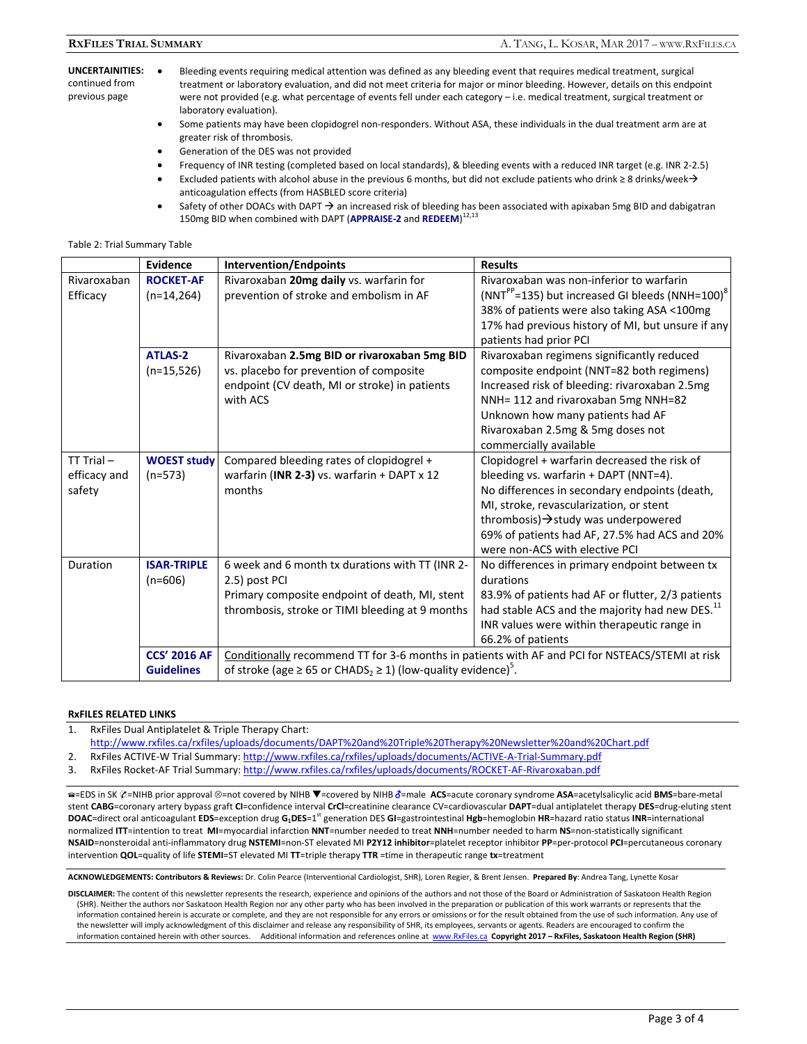**UNCERTAINTIES:** continued from previous page

- Bleeding events requiring medical attention was defined as any bleeding event that requires medical treatment, surgical treatment or laboratory evaluation, and did not meet criteria for major or minor bleeding. However, details on this endpoint were not provided (e.g. what percentage of events fell under each category – i.e. medical treatment, surgical treatment or laboratory evaluation).
- Some patients may have been clopidogrel non-responders. Without ASA, these individuals in the dual treatment arm are at greater risk of thrombosis.
- Generation of the DES was not provided
- Frequency of INR testing (completed based on local standards), & bleeding events with a reduced INR target (e.g. INR 2-2.5)
- Excluded patients with alcohol abuse in the previous 6 months, but did not exclude patients who drink ≥ 8 drinks/week→ anticoagulation effects (from HASBLED score criteria)
- Safety of other DOACs with DAPT → an increased risk of bleeding has been associated with apixaban 5mg BID and dabigatran 150mg BID when combined with DAPT (**APPRAISE-2** and **REDEEM**)[12,13]

Table 2: Trial Summary Table

| | Evidence | Intervention/Endpoints | Results |
|---|---|---|---|
| Rivaroxaban Efficacy | **ROCKET-AF** (n=14,264) | Rivaroxaban **20mg daily** vs. warfarin for prevention of stroke and embolism in AF | Rivaroxaban was non-inferior to warfarin ($NNT^{PP}$=135) but increased GI bleeds (NNH=100)[8]<br>38% of patients were also taking ASA <100mg<br>17% had previous history of MI, but unsure if any patients had prior PCI |
| | **ATLAS-2** (n=15,526) | Rivaroxaban **2.5mg BID or rivaroxaban 5mg BID** vs. placebo for prevention of composite endpoint (CV death, MI or stroke) in patients with ACS | Rivaroxaban regimens significantly reduced composite endpoint (NNT=82 both regimens)<br>Increased risk of bleeding: rivaroxaban 2.5mg NNH= 112 and rivaroxaban 5mg NNH=82<br>Unknown how many patients had AF<br>Rivaroxaban 2.5mg & 5mg doses not commercially available |
| TT Trial – efficacy and safety | **WOEST study** (n=573) | Compared bleeding rates of clopidogrel + warfarin (**INR 2-3**) vs. warfarin + DAPT x 12 months | Clopidogrel + warfarin decreased the risk of bleeding vs. warfarin + DAPT (NNT=4).<br>No differences in secondary endpoints (death, MI, stroke, revascularization, or stent thrombosis)→study was underpowered<br>69% of patients had AF, 27.5% had ACS and 20% were non-ACS with elective PCI |
| Duration | **ISAR-TRIPLE** (n=606) | 6 week and 6 month tx durations with TT (INR 2-2.5) post PCI<br>Primary composite endpoint of death, MI, stent thrombosis, stroke or TIMI bleeding at 9 months | No differences in primary endpoint between tx durations<br>83.9% of patients had AF or flutter, 2/3 patients had stable ACS and the majority had new DES.[11]<br>INR values were within therapeutic range in 66.2% of patients |
| | **CCS' 2016 AF Guidelines** | Conditionally recommend TT for 3-6 months in patients with AF and PCI for NSTEACS/STEMI at risk of stroke (age ≥ 65 or $CHADS_2$ ≥ 1) (low-quality evidence)[5]. | |

**RxFILES RELATED LINKS**

1. RxFiles Dual Antiplatelet & Triple Therapy Chart: http://www.rxfiles.ca/rxfiles/uploads/documents/DAPT%20and%20Triple%20Therapy%20Newsletter%20and%20Chart.pdf
2. RxFiles ACTIVE-W Trial Summary: http://www.rxfiles.ca/rxfiles/uploads/documents/ACTIVE-A-Trial-Summary.pdf
3. RxFiles Rocket-AF Trial Summary: http://www.rxfiles.ca/rxfiles/uploads/documents/ROCKET-AF-Rivaroxaban.pdf

=EDS in SK =NIHB prior approval ⊗=not covered by NIHB ▼=covered by NIHB ♂=male **ACS**=acute coronary syndrome **ASA**=acetylsalicylic acid **BMS**=bare-metal stent **CABG**=coronary artery bypass graft **CI**=confidence interval **CrCl**=creatinine clearance CV=cardiovascular **DAPT**=dual antiplatelet therapy **DES**=drug-eluting stent **DOAC**=direct oral anticoagulant **EDS**=exception drug **$G_1$DES**=1st generation DES **GI**=gastrointestinal **Hgb**=hemoglobin **HR**=hazard ratio status **INR**=international normalized **ITT**=intention to treat **MI**=myocardial infarction **NNT**=number needed to treat **NNH**=number needed to harm **NS**=non-statistically significant **NSAID**=nonsteroidal anti-inflammatory drug **NSTEMI**=non-ST elevated MI **P2Y12 inhibitor**=platelet receptor inhibitor **PP**=per-protocol **PCI**=percutaneous coronary intervention **QOL**=quality of life **STEMI**=ST elevated MI **TT**=triple therapy **TTR** =time in therapeutic range **tx**=treatment

**ACKNOWLEDGEMENTS: Contributors & Reviews:** Dr. Colin Pearce (Interventional Cardiologist, SHR), Loren Regier, & Brent Jensen. **Prepared By**: Andrea Tang, Lynette Kosar

**DISCLAIMER:** The content of this newsletter represents the research, experience and opinions of the authors and not those of the Board or Administration of Saskatoon Health Region (SHR). Neither the authors nor Saskatoon Health Region nor any other party who has been involved in the preparation or publication of this work warrants or represents that the information contained herein is accurate or complete, and they are not responsible for any errors or omissions or for the result obtained from the use of such information. Any use of the newsletter will imply acknowledgment of this disclaimer and release any responsibility of SHR, its employees, servants or agents. Readers are encouraged to confirm the information contained herein with other sources. Additional information and references online at www.RxFiles.ca **Copyright 2017 – RxFiles, Saskatoon Health Region (SHR)**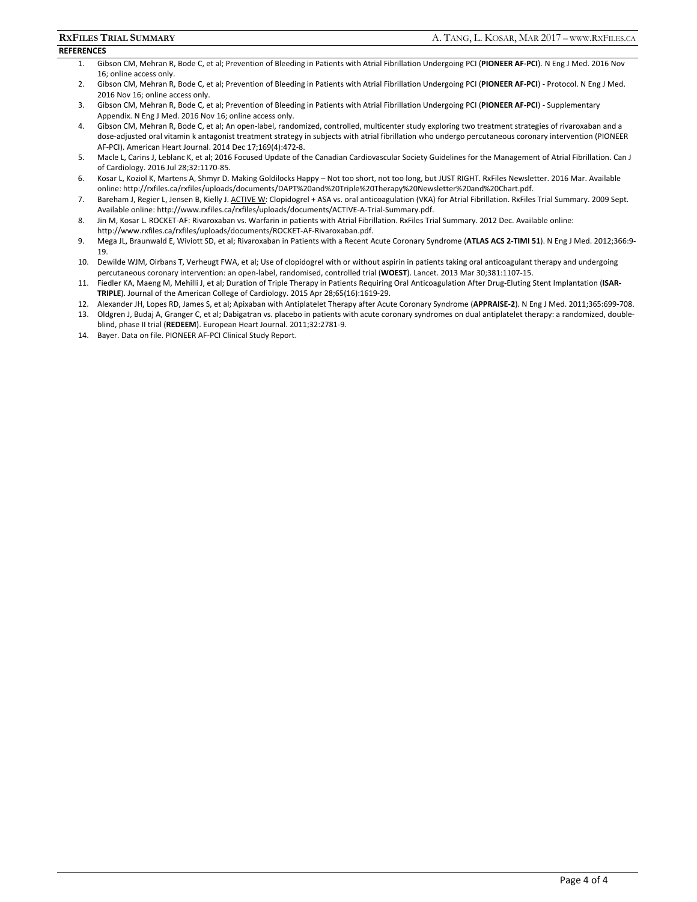## REFERENCES

1. Gibson CM, Mehran R, Bode C, et al; Prevention of Bleeding in Patients with Atrial Fibrillation Undergoing PCI (**PIONEER AF-PCI**). N Eng J Med. 2016 Nov 16; online access only.
2. Gibson CM, Mehran R, Bode C, et al; Prevention of Bleeding in Patients with Atrial Fibrillation Undergoing PCI (**PIONEER AF-PCI**) - Protocol. N Eng J Med. 2016 Nov 16; online access only.
3. Gibson CM, Mehran R, Bode C, et al; Prevention of Bleeding in Patients with Atrial Fibrillation Undergoing PCI (**PIONEER AF-PCI**) - Supplementary Appendix. N Eng J Med. 2016 Nov 16; online access only.
4. Gibson CM, Mehran R, Bode C, et al; An open-label, randomized, controlled, multicenter study exploring two treatment strategies of rivaroxaban and a dose-adjusted oral vitamin k antagonist treatment strategy in subjects with atrial fibrillation who undergo percutaneous coronary intervention (PIONEER AF-PCI). American Heart Journal. 2014 Dec 17;169(4):472-8.
5. Macle L, Carins J, Leblanc K, et al; 2016 Focused Update of the Canadian Cardiovascular Society Guidelines for the Management of Atrial Fibrillation. Can J of Cardiology. 2016 Jul 28;32:1170-85.
6. Kosar L, Koziol K, Martens A, Shmyr D. Making Goldilocks Happy – Not too short, not too long, but JUST RIGHT. RxFiles Newsletter. 2016 Mar. Available online: http://rxfiles.ca/rxfiles/uploads/documents/DAPT%20and%20Triple%20Therapy%20Newsletter%20and%20Chart.pdf.
7. Bareham J, Regier L, Jensen B, Kielly J. ACTIVE W: Clopidogrel + ASA vs. oral anticoagulation (VKA) for Atrial Fibrillation. RxFiles Trial Summary. 2009 Sept. Available online: http://www.rxfiles.ca/rxfiles/uploads/documents/ACTIVE-A-Trial-Summary.pdf.
8. Jin M, Kosar L. ROCKET-AF: Rivaroxaban vs. Warfarin in patients with Atrial Fibrillation. RxFiles Trial Summary. 2012 Dec. Available online: http://www.rxfiles.ca/rxfiles/uploads/documents/ROCKET-AF-Rivaroxaban.pdf.
9. Mega JL, Braunwald E, Wiviott SD, et al; Rivaroxaban in Patients with a Recent Acute Coronary Syndrome (**ATLAS ACS 2-TIMI 51**). N Eng J Med. 2012;366:9-19.
10. Dewilde WJM, Oirbans T, Verheugt FWA, et al; Use of clopidogrel with or without aspirin in patients taking oral anticoagulant therapy and undergoing percutaneous coronary intervention: an open-label, randomised, controlled trial (**WOEST**). Lancet. 2013 Mar 30;381:1107-15.
11. Fiedler KA, Maeng M, Mehilli J, et al; Duration of Triple Therapy in Patients Requiring Oral Anticoagulation After Drug-Eluting Stent Implantation (**ISAR-TRIPLE**). Journal of the American College of Cardiology. 2015 Apr 28;65(16):1619-29.
12. Alexander JH, Lopes RD, James S, et al; Apixaban with Antiplatelet Therapy after Acute Coronary Syndrome (**APPRAISE-2**). N Eng J Med. 2011;365:699-708.
13. Oldgren J, Budaj A, Granger C, et al; Dabigatran vs. placebo in patients with acute coronary syndromes on dual antiplatelet therapy: a randomized, double-blind, phase II trial (**REDEEM**). European Heart Journal. 2011;32:2781-9.
14. Bayer. Data on file. PIONEER AF-PCI Clinical Study Report.